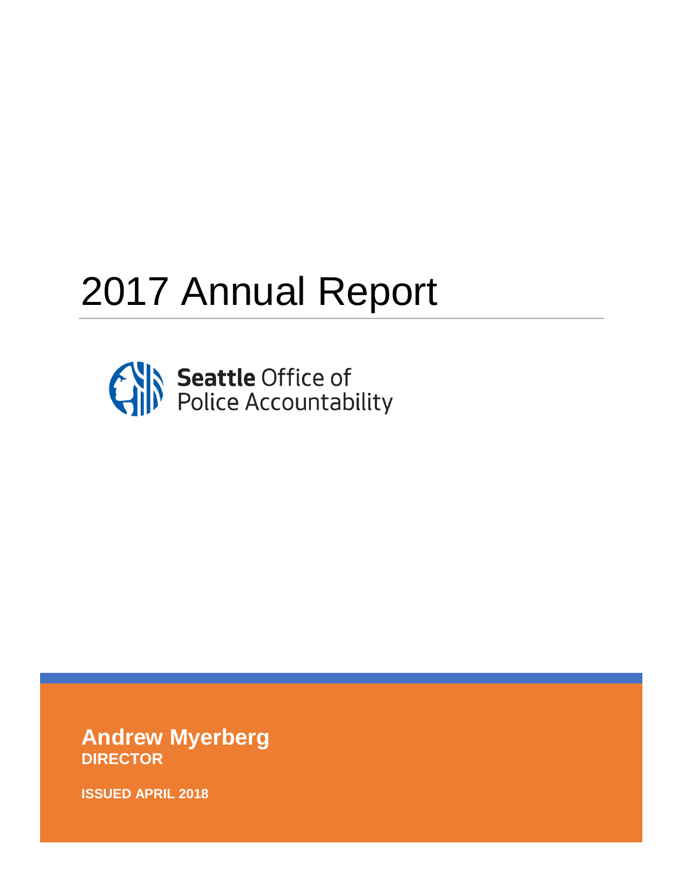# 2017 Annual Report

**Seattle** Office of Police Accountability

**Andrew Myerberg**
**DIRECTOR**

**ISSUED APRIL 2018**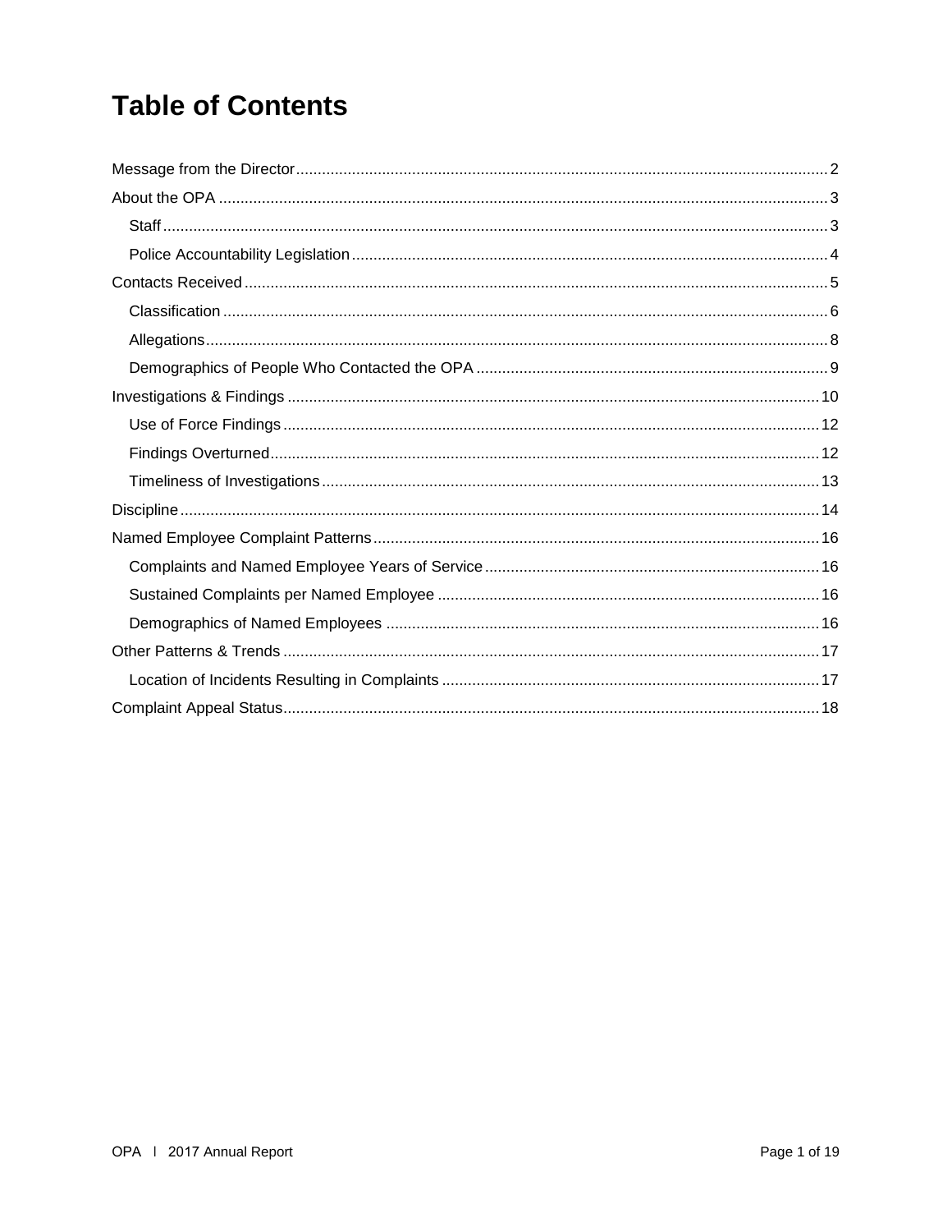# Table of Contents

- Message from the Director ... 2
- About the OPA ... 3
  - Staff ... 3
  - Police Accountability Legislation ... 4
- Contacts Received ... 5
  - Classification ... 6
  - Allegations ... 8
  - Demographics of People Who Contacted the OPA ... 9
- Investigations & Findings ... 10
  - Use of Force Findings ... 12
  - Findings Overturned ... 12
  - Timeliness of Investigations ... 13
- Discipline ... 14
- Named Employee Complaint Patterns ... 16
  - Complaints and Named Employee Years of Service ... 16
  - Sustained Complaints per Named Employee ... 16
  - Demographics of Named Employees ... 16
- Other Patterns & Trends ... 17
  - Location of Incidents Resulting in Complaints ... 17
- Complaint Appeal Status ... 18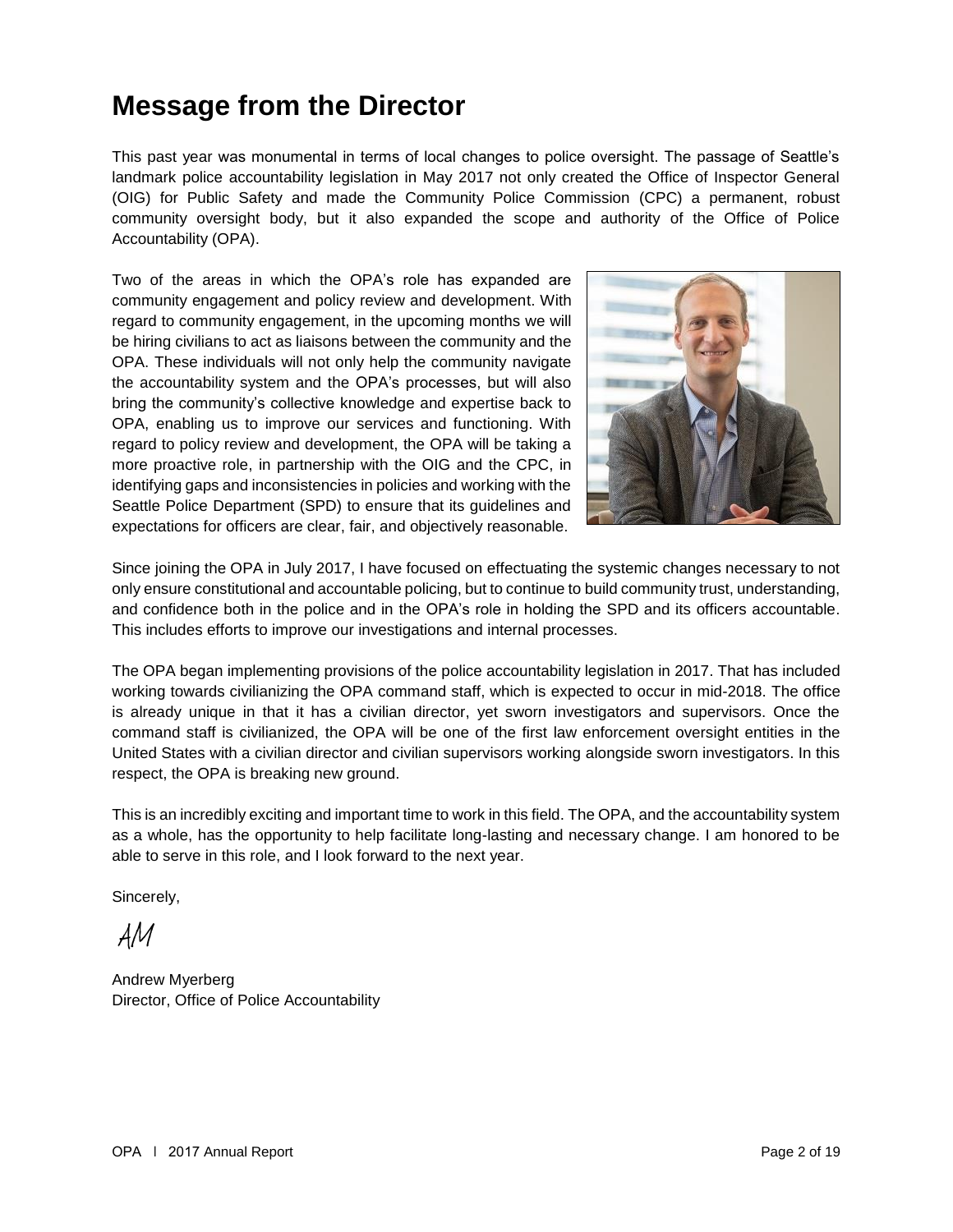# Message from the Director

This past year was monumental in terms of local changes to police oversight. The passage of Seattle's landmark police accountability legislation in May 2017 not only created the Office of Inspector General (OIG) for Public Safety and made the Community Police Commission (CPC) a permanent, robust community oversight body, but it also expanded the scope and authority of the Office of Police Accountability (OPA).

Two of the areas in which the OPA's role has expanded are community engagement and policy review and development. With regard to community engagement, in the upcoming months we will be hiring civilians to act as liaisons between the community and the OPA. These individuals will not only help the community navigate the accountability system and the OPA's processes, but will also bring the community's collective knowledge and expertise back to OPA, enabling us to improve our services and functioning. With regard to policy review and development, the OPA will be taking a more proactive role, in partnership with the OIG and the CPC, in identifying gaps and inconsistencies in policies and working with the Seattle Police Department (SPD) to ensure that its guidelines and expectations for officers are clear, fair, and objectively reasonable.

Since joining the OPA in July 2017, I have focused on effectuating the systemic changes necessary to not only ensure constitutional and accountable policing, but to continue to build community trust, understanding, and confidence both in the police and in the OPA's role in holding the SPD and its officers accountable. This includes efforts to improve our investigations and internal processes.

The OPA began implementing provisions of the police accountability legislation in 2017. That has included working towards civilianizing the OPA command staff, which is expected to occur in mid-2018. The office is already unique in that it has a civilian director, yet sworn investigators and supervisors. Once the command staff is civilianized, the OPA will be one of the first law enforcement oversight entities in the United States with a civilian director and civilian supervisors working alongside sworn investigators. In this respect, the OPA is breaking new ground.

This is an incredibly exciting and important time to work in this field. The OPA, and the accountability system as a whole, has the opportunity to help facilitate long-lasting and necessary change. I am honored to be able to serve in this role, and I look forward to the next year.

Sincerely,

AM

Andrew Myerberg
Director, Office of Police Accountability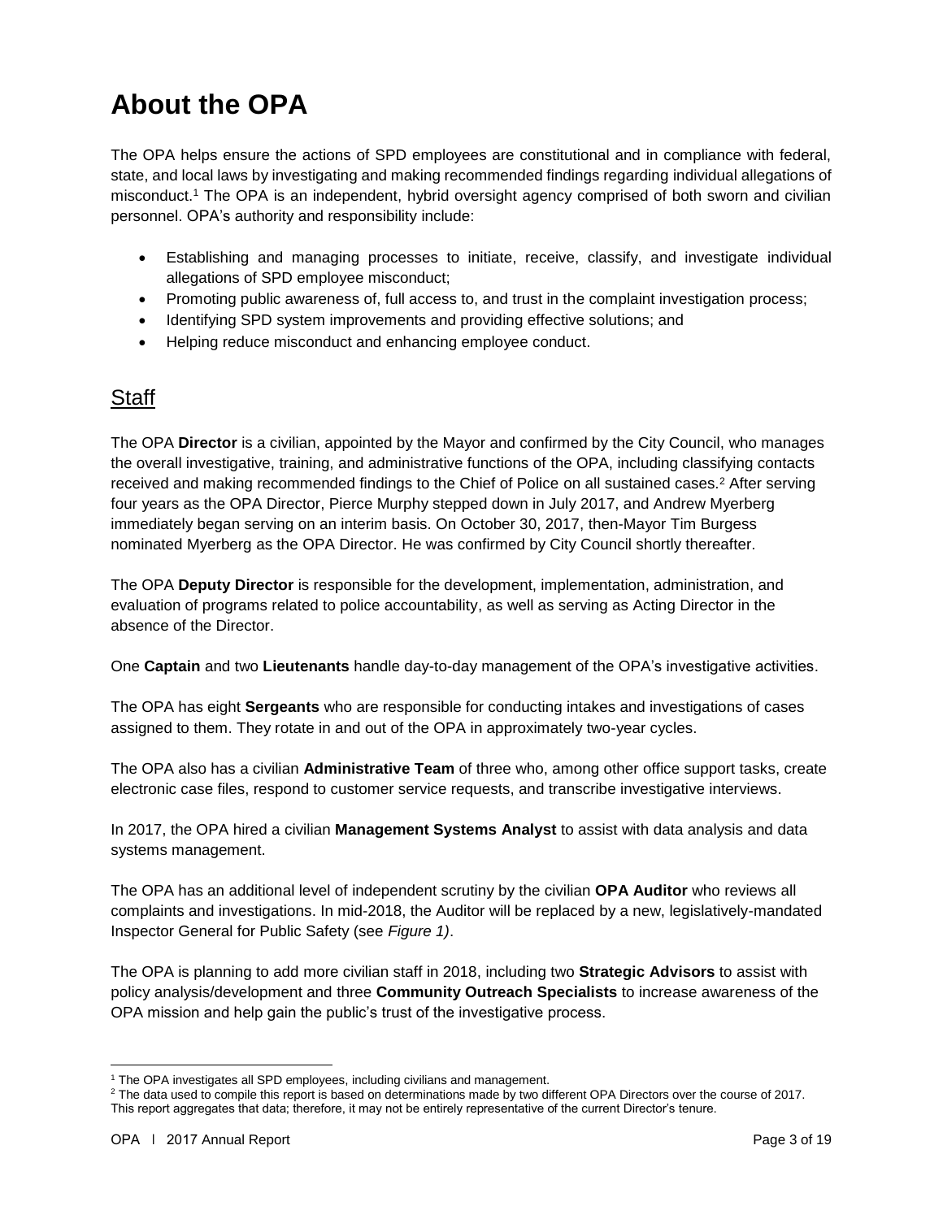# About the OPA

The OPA helps ensure the actions of SPD employees are constitutional and in compliance with federal, state, and local laws by investigating and making recommended findings regarding individual allegations of misconduct.[1] The OPA is an independent, hybrid oversight agency comprised of both sworn and civilian personnel. OPA's authority and responsibility include:

- Establishing and managing processes to initiate, receive, classify, and investigate individual allegations of SPD employee misconduct;
- Promoting public awareness of, full access to, and trust in the complaint investigation process;
- Identifying SPD system improvements and providing effective solutions; and
- Helping reduce misconduct and enhancing employee conduct.

## Staff

The OPA **Director** is a civilian, appointed by the Mayor and confirmed by the City Council, who manages the overall investigative, training, and administrative functions of the OPA, including classifying contacts received and making recommended findings to the Chief of Police on all sustained cases.[2] After serving four years as the OPA Director, Pierce Murphy stepped down in July 2017, and Andrew Myerberg immediately began serving on an interim basis. On October 30, 2017, then-Mayor Tim Burgess nominated Myerberg as the OPA Director. He was confirmed by City Council shortly thereafter.

The OPA **Deputy Director** is responsible for the development, implementation, administration, and evaluation of programs related to police accountability, as well as serving as Acting Director in the absence of the Director.

One **Captain** and two **Lieutenants** handle day-to-day management of the OPA's investigative activities.

The OPA has eight **Sergeants** who are responsible for conducting intakes and investigations of cases assigned to them. They rotate in and out of the OPA in approximately two-year cycles.

The OPA also has a civilian **Administrative Team** of three who, among other office support tasks, create electronic case files, respond to customer service requests, and transcribe investigative interviews.

In 2017, the OPA hired a civilian **Management Systems Analyst** to assist with data analysis and data systems management.

The OPA has an additional level of independent scrutiny by the civilian **OPA Auditor** who reviews all complaints and investigations. In mid-2018, the Auditor will be replaced by a new, legislatively-mandated Inspector General for Public Safety (see *Figure 1)*.

The OPA is planning to add more civilian staff in 2018, including two **Strategic Advisors** to assist with policy analysis/development and three **Community Outreach Specialists** to increase awareness of the OPA mission and help gain the public's trust of the investigative process.

---

[1] The OPA investigates all SPD employees, including civilians and management.

[2] The data used to compile this report is based on determinations made by two different OPA Directors over the course of 2017. This report aggregates that data; therefore, it may not be entirely representative of the current Director's tenure.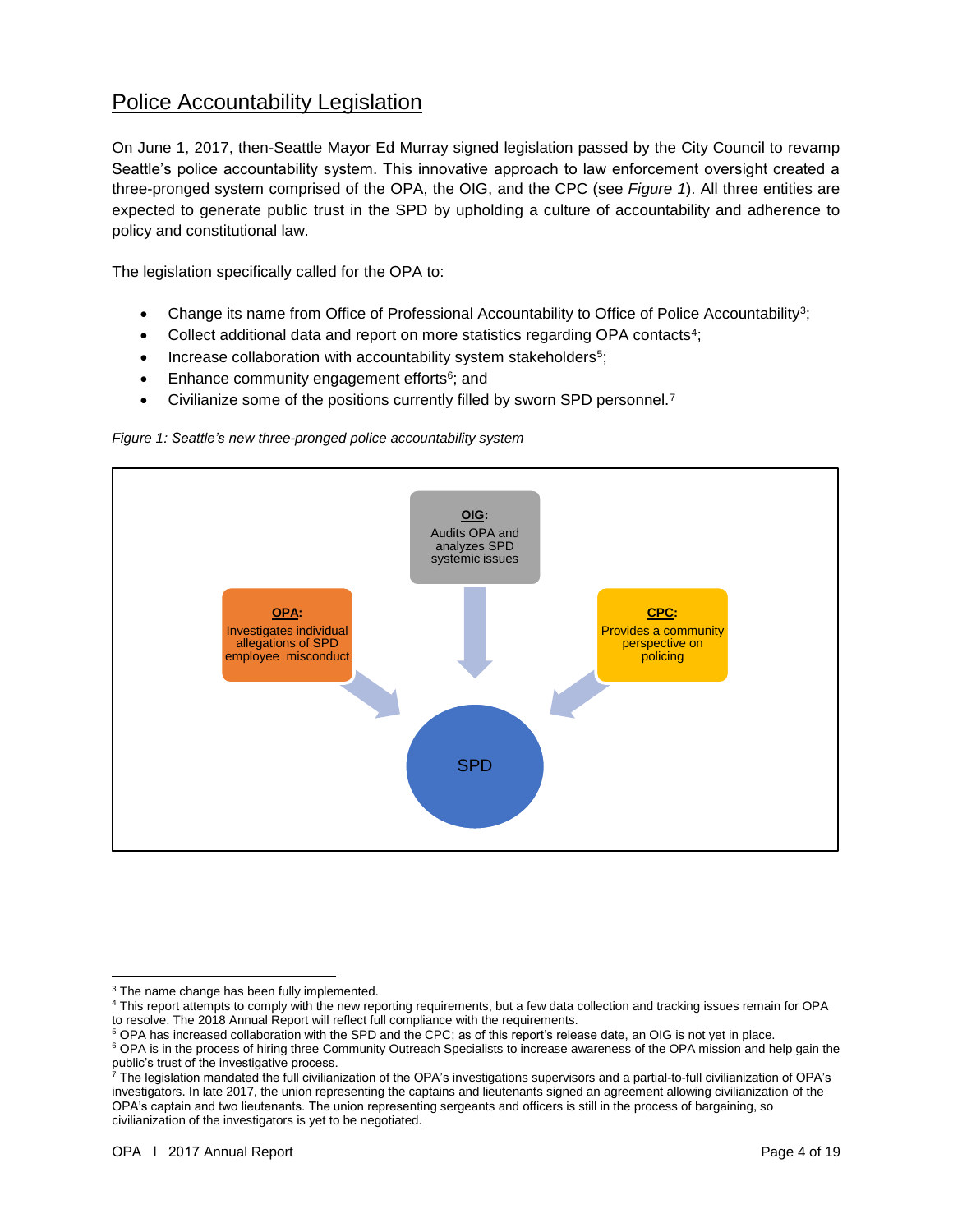## Police Accountability Legislation

On June 1, 2017, then-Seattle Mayor Ed Murray signed legislation passed by the City Council to revamp Seattle's police accountability system. This innovative approach to law enforcement oversight created a three-pronged system comprised of the OPA, the OIG, and the CPC (see *Figure 1*). All three entities are expected to generate public trust in the SPD by upholding a culture of accountability and adherence to policy and constitutional law.

The legislation specifically called for the OPA to:

- Change its name from Office of Professional Accountability to Office of Police Accountability[3];
- Collect additional data and report on more statistics regarding OPA contacts[4];
- Increase collaboration with accountability system stakeholders[5];
- Enhance community engagement efforts[6]; and
- Civilianize some of the positions currently filled by sworn SPD personnel.[7]

*Figure 1: Seattle's new three-pronged police accountability system*

**OIG**: Audits OPA and analyzes SPD systemic issues

**OPA**: Investigates individual allegations of SPD employee misconduct

**CPC**: Provides a community perspective on policing

SPD

[3] The name change has been fully implemented.

[4] This report attempts to comply with the new reporting requirements, but a few data collection and tracking issues remain for OPA to resolve. The 2018 Annual Report will reflect full compliance with the requirements.

[5] OPA has increased collaboration with the SPD and the CPC; as of this report's release date, an OIG is not yet in place.

[6] OPA is in the process of hiring three Community Outreach Specialists to increase awareness of the OPA mission and help gain the public's trust of the investigative process.

[7] The legislation mandated the full civilianization of the OPA's investigations supervisors and a partial-to-full civilianization of OPA's investigators. In late 2017, the union representing the captains and lieutenants signed an agreement allowing civilianization of the OPA's captain and two lieutenants. The union representing sergeants and officers is still in the process of bargaining, so civilianization of the investigators is yet to be negotiated.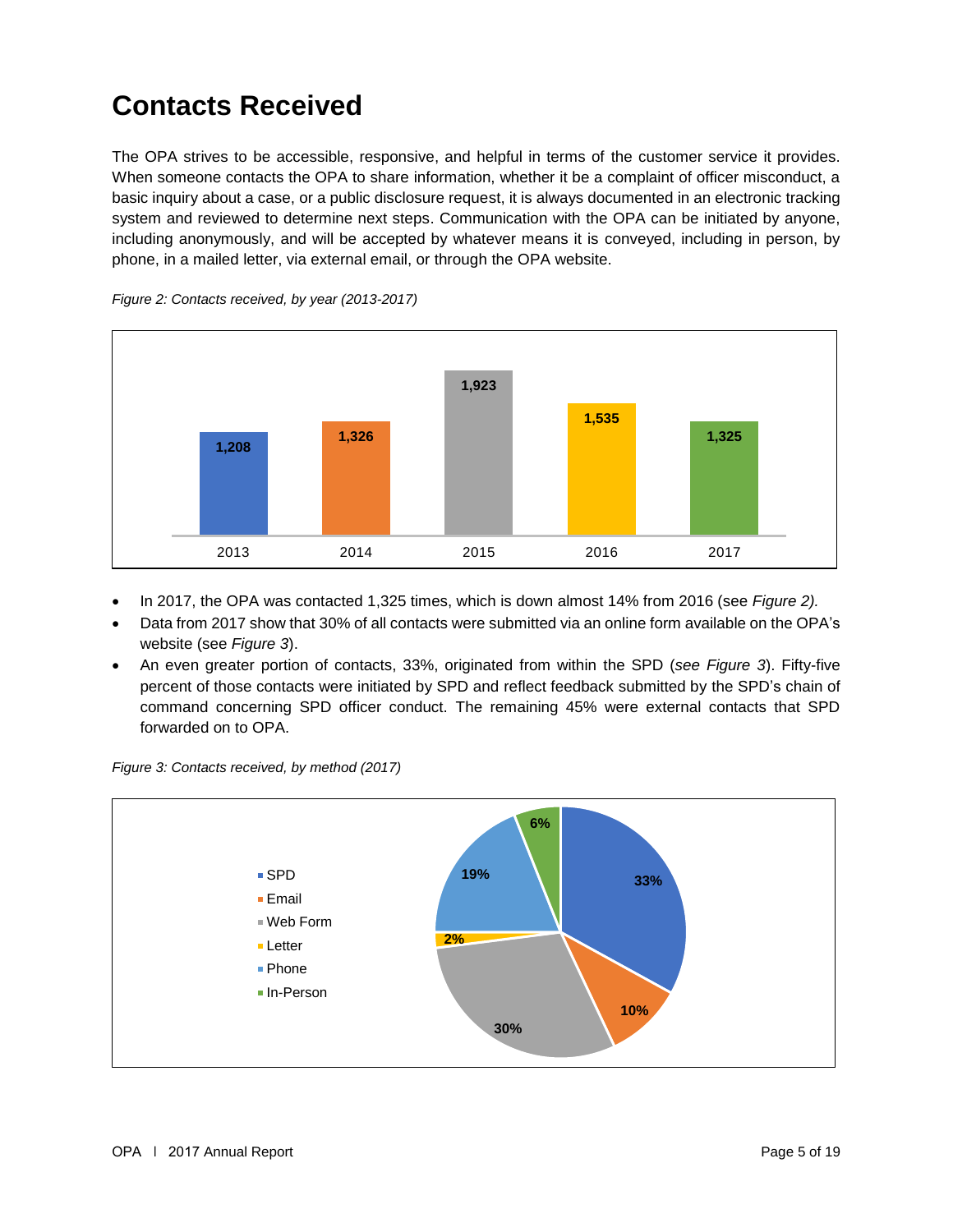# Contacts Received

The OPA strives to be accessible, responsive, and helpful in terms of the customer service it provides. When someone contacts the OPA to share information, whether it be a complaint of officer misconduct, a basic inquiry about a case, or a public disclosure request, it is always documented in an electronic tracking system and reviewed to determine next steps. Communication with the OPA can be initiated by anyone, including anonymously, and will be accepted by whatever means it is conveyed, including in person, by phone, in a mailed letter, via external email, or through the OPA website.

*Figure 2: Contacts received, by year (2013-2017)*

| Year | Contacts |
| --- | --- |
| 2013 | 1,208 |
| 2014 | 1,326 |
| 2015 | 1,923 |
| 2016 | 1,535 |
| 2017 | 1,325 |

- In 2017, the OPA was contacted 1,325 times, which is down almost 14% from 2016 (see *Figure 2).*
- Data from 2017 show that 30% of all contacts were submitted via an online form available on the OPA's website (see *Figure 3*).
- An even greater portion of contacts, 33%, originated from within the SPD (*see Figure 3*). Fifty-five percent of those contacts were initiated by SPD and reflect feedback submitted by the SPD's chain of command concerning SPD officer conduct. The remaining 45% were external contacts that SPD forwarded on to OPA.

*Figure 3: Contacts received, by method (2017)*

| Method | Percent |
| --- | --- |
| SPD | 33% |
| Email | 10% |
| Web Form | 30% |
| Letter | 2% |
| Phone | 19% |
| In-Person | 6% |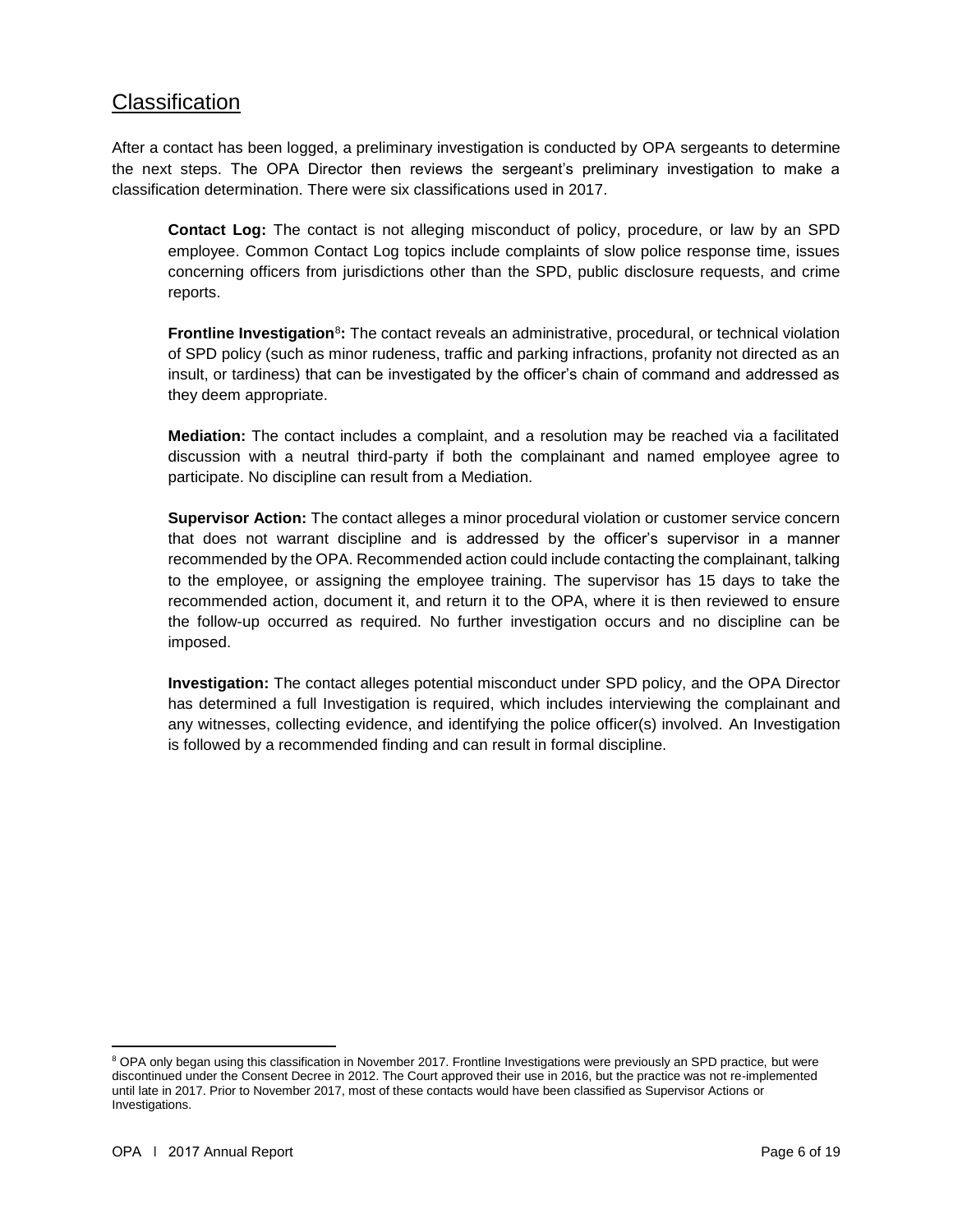## Classification

After a contact has been logged, a preliminary investigation is conducted by OPA sergeants to determine the next steps. The OPA Director then reviews the sergeant's preliminary investigation to make a classification determination. There were six classifications used in 2017.

**Contact Log:** The contact is not alleging misconduct of policy, procedure, or law by an SPD employee. Common Contact Log topics include complaints of slow police response time, issues concerning officers from jurisdictions other than the SPD, public disclosure requests, and crime reports.

**Frontline Investigation**[8]**:** The contact reveals an administrative, procedural, or technical violation of SPD policy (such as minor rudeness, traffic and parking infractions, profanity not directed as an insult, or tardiness) that can be investigated by the officer's chain of command and addressed as they deem appropriate.

**Mediation:** The contact includes a complaint, and a resolution may be reached via a facilitated discussion with a neutral third-party if both the complainant and named employee agree to participate. No discipline can result from a Mediation.

**Supervisor Action:** The contact alleges a minor procedural violation or customer service concern that does not warrant discipline and is addressed by the officer's supervisor in a manner recommended by the OPA. Recommended action could include contacting the complainant, talking to the employee, or assigning the employee training. The supervisor has 15 days to take the recommended action, document it, and return it to the OPA, where it is then reviewed to ensure the follow-up occurred as required. No further investigation occurs and no discipline can be imposed.

**Investigation:** The contact alleges potential misconduct under SPD policy, and the OPA Director has determined a full Investigation is required, which includes interviewing the complainant and any witnesses, collecting evidence, and identifying the police officer(s) involved. An Investigation is followed by a recommended finding and can result in formal discipline.

[8] OPA only began using this classification in November 2017. Frontline Investigations were previously an SPD practice, but were discontinued under the Consent Decree in 2012. The Court approved their use in 2016, but the practice was not re-implemented until late in 2017. Prior to November 2017, most of these contacts would have been classified as Supervisor Actions or Investigations.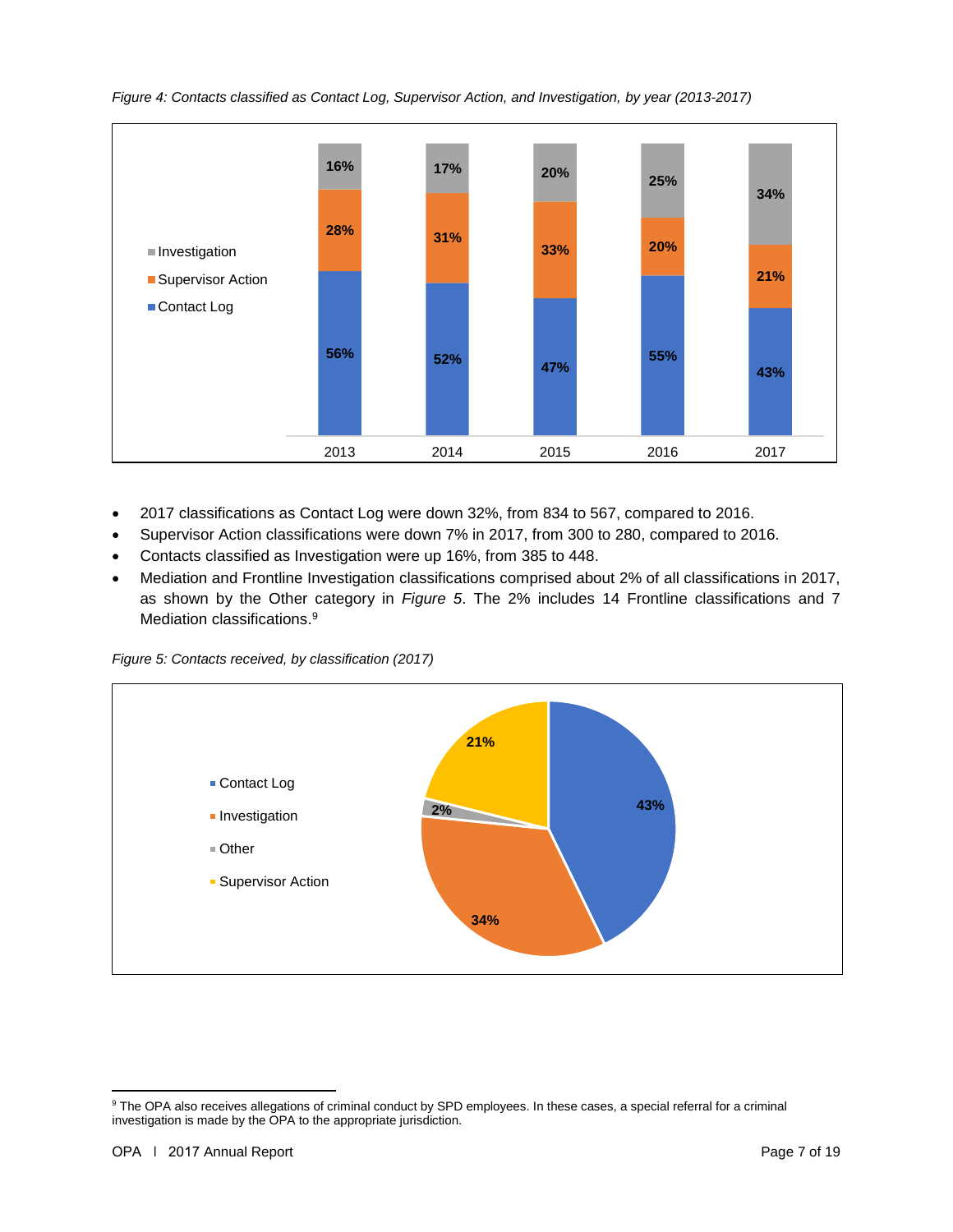*Figure 4: Contacts classified as Contact Log, Supervisor Action, and Investigation, by year (2013-2017)*

| | 2013 | 2014 | 2015 | 2016 | 2017 |
|---|---|---|---|---|---|
| Investigation | 16% | 17% | 20% | 25% | 34% |
| Supervisor Action | 28% | 31% | 33% | 20% | 21% |
| Contact Log | 56% | 52% | 47% | 55% | 43% |

- 2017 classifications as Contact Log were down 32%, from 834 to 567, compared to 2016.
- Supervisor Action classifications were down 7% in 2017, from 300 to 280, compared to 2016.
- Contacts classified as Investigation were up 16%, from 385 to 448.
- Mediation and Frontline Investigation classifications comprised about 2% of all classifications in 2017, as shown by the Other category in *Figure 5*. The 2% includes 14 Frontline classifications and 7 Mediation classifications.[9]

*Figure 5: Contacts received, by classification (2017)*

| Classification | Percent |
|---|---|
| Contact Log | 43% |
| Investigation | 34% |
| Other | 2% |
| Supervisor Action | 21% |

[9] The OPA also receives allegations of criminal conduct by SPD employees. In these cases, a special referral for a criminal investigation is made by the OPA to the appropriate jurisdiction.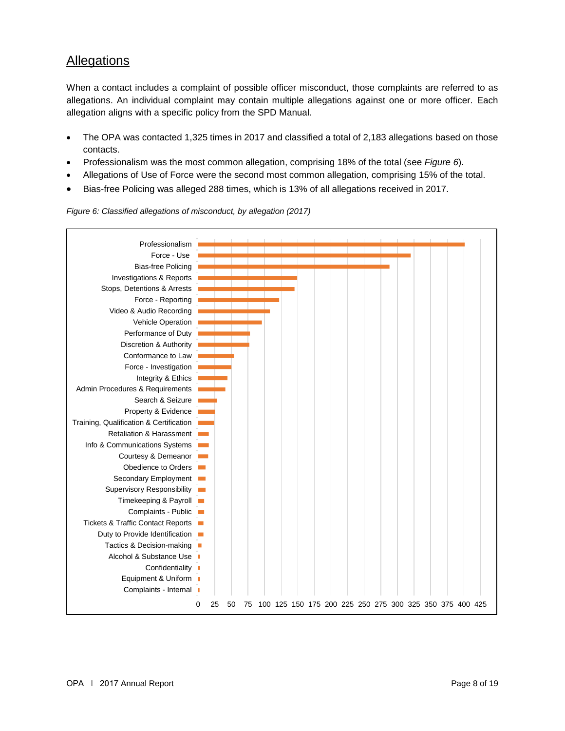## Allegations

When a contact includes a complaint of possible officer misconduct, those complaints are referred to as allegations. An individual complaint may contain multiple allegations against one or more officer. Each allegation aligns with a specific policy from the SPD Manual.

- The OPA was contacted 1,325 times in 2017 and classified a total of 2,183 allegations based on those contacts.
- Professionalism was the most common allegation, comprising 18% of the total (see *Figure 6*).
- Allegations of Use of Force were the second most common allegation, comprising 15% of the total.
- Bias-free Policing was alleged 288 times, which is 13% of all allegations received in 2017.

*Figure 6: Classified allegations of misconduct, by allegation (2017)*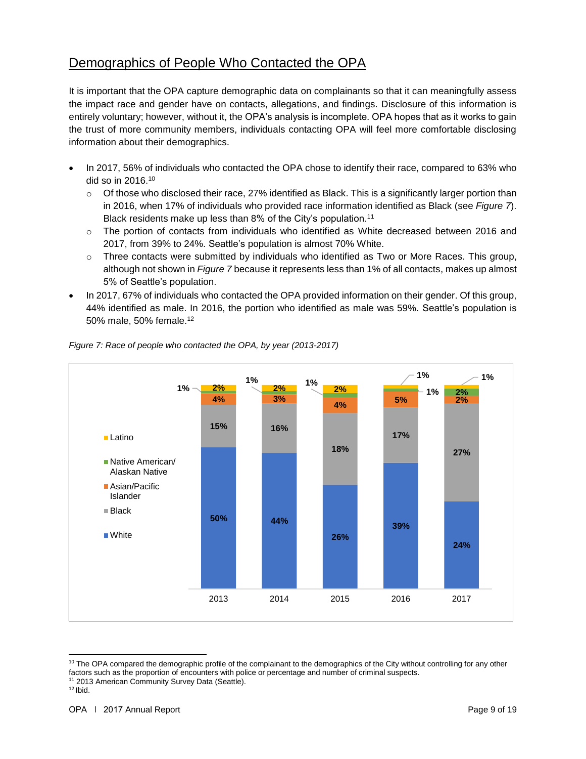## Demographics of People Who Contacted the OPA

It is important that the OPA capture demographic data on complainants so that it can meaningfully assess the impact race and gender have on contacts, allegations, and findings. Disclosure of this information is entirely voluntary; however, without it, the OPA's analysis is incomplete. OPA hopes that as it works to gain the trust of more community members, individuals contacting OPA will feel more comfortable disclosing information about their demographics.

- In 2017, 56% of individuals who contacted the OPA chose to identify their race, compared to 63% who did so in 2016.[10]
  - Of those who disclosed their race, 27% identified as Black. This is a significantly larger portion than in 2016, when 17% of individuals who provided race information identified as Black (see *Figure 7*). Black residents make up less than 8% of the City's population.[11]
  - The portion of contacts from individuals who identified as White decreased between 2016 and 2017, from 39% to 24%. Seattle's population is almost 70% White.
  - Three contacts were submitted by individuals who identified as Two or More Races. This group, although not shown in *Figure 7* because it represents less than 1% of all contacts, makes up almost 5% of Seattle's population.
- In 2017, 67% of individuals who contacted the OPA provided information on their gender. Of this group, 44% identified as male. In 2016, the portion who identified as male was 59%. Seattle's population is 50% male, 50% female.[12]

*Figure 7: Race of people who contacted the OPA, by year (2013-2017)*

| Race | 2013 | 2014 | 2015 | 2016 | 2017 |
|---|---|---|---|---|---|
| Latino | 2% | 2% | 2% | 1% | 1% |
| Native American/ Alaskan Native | 1% | 1% | 1% | 1% | 2% |
| Asian/Pacific Islander | 4% | 3% | 4% | 5% | 2% |
| Black | 15% | 16% | 18% | 17% | 27% |
| White | 50% | 44% | 26% | 39% | 24% |

[10] The OPA compared the demographic profile of the complainant to the demographics of the City without controlling for any other factors such as the proportion of encounters with police or percentage and number of criminal suspects.
[11] 2013 American Community Survey Data (Seattle).
[12] Ibid.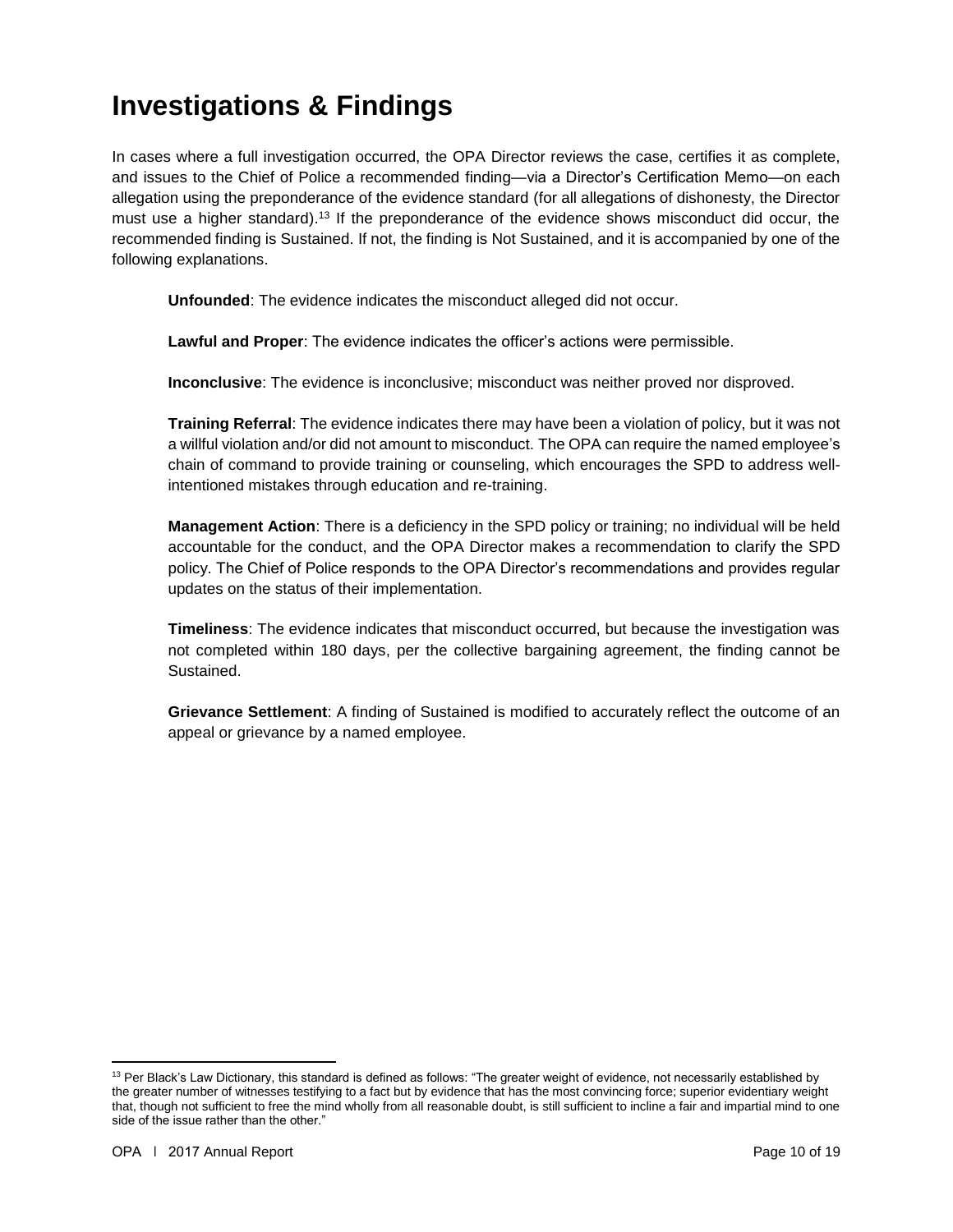# Investigations & Findings

In cases where a full investigation occurred, the OPA Director reviews the case, certifies it as complete, and issues to the Chief of Police a recommended finding—via a Director's Certification Memo—on each allegation using the preponderance of the evidence standard (for all allegations of dishonesty, the Director must use a higher standard).[13] If the preponderance of the evidence shows misconduct did occur, the recommended finding is Sustained. If not, the finding is Not Sustained, and it is accompanied by one of the following explanations.

**Unfounded**: The evidence indicates the misconduct alleged did not occur.

**Lawful and Proper**: The evidence indicates the officer's actions were permissible.

**Inconclusive**: The evidence is inconclusive; misconduct was neither proved nor disproved.

**Training Referral**: The evidence indicates there may have been a violation of policy, but it was not a willful violation and/or did not amount to misconduct. The OPA can require the named employee's chain of command to provide training or counseling, which encourages the SPD to address well-intentioned mistakes through education and re-training.

**Management Action**: There is a deficiency in the SPD policy or training; no individual will be held accountable for the conduct, and the OPA Director makes a recommendation to clarify the SPD policy. The Chief of Police responds to the OPA Director's recommendations and provides regular updates on the status of their implementation.

**Timeliness**: The evidence indicates that misconduct occurred, but because the investigation was not completed within 180 days, per the collective bargaining agreement, the finding cannot be Sustained.

**Grievance Settlement**: A finding of Sustained is modified to accurately reflect the outcome of an appeal or grievance by a named employee.

[13] Per Black's Law Dictionary, this standard is defined as follows: "The greater weight of evidence, not necessarily established by the greater number of witnesses testifying to a fact but by evidence that has the most convincing force; superior evidentiary weight that, though not sufficient to free the mind wholly from all reasonable doubt, is still sufficient to incline a fair and impartial mind to one side of the issue rather than the other."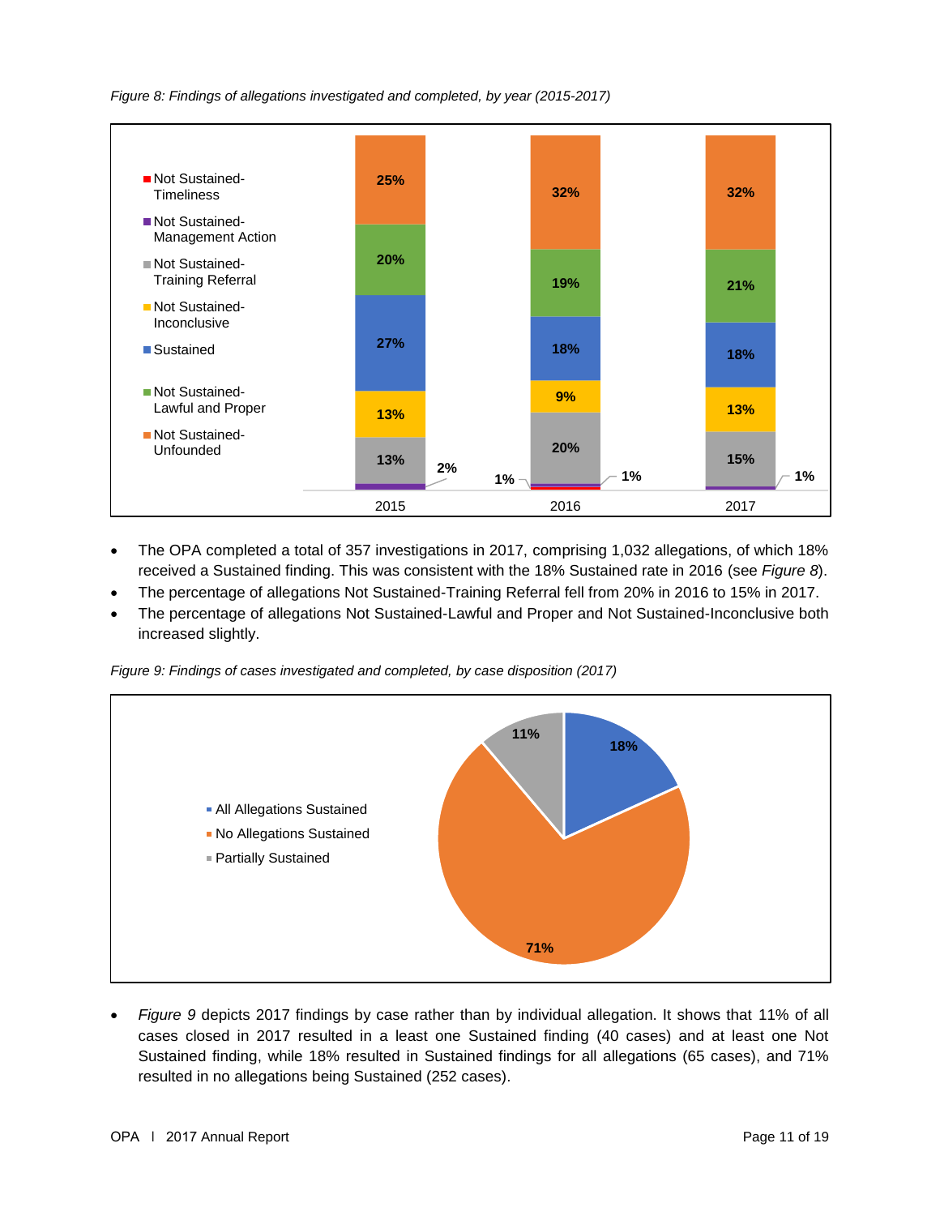*Figure 8: Findings of allegations investigated and completed, by year (2015-2017)*

| Finding | 2015 | 2016 | 2017 |
|---|---|---|---|
| Not Sustained-Unfounded | 25% | 32% | 32% |
| Not Sustained-Lawful and Proper | 20% | 19% | 21% |
| Sustained | 27% | 18% | 18% |
| Not Sustained-Inconclusive | 13% | 9% | 13% |
| Not Sustained-Training Referral | 13% | 20% | 15% |
| Not Sustained-Management Action | 2% | 1% | 1% |
| Not Sustained-Timeliness | | 1% | |

- The OPA completed a total of 357 investigations in 2017, comprising 1,032 allegations, of which 18% received a Sustained finding. This was consistent with the 18% Sustained rate in 2016 (see *Figure 8*).
- The percentage of allegations Not Sustained-Training Referral fell from 20% in 2016 to 15% in 2017.
- The percentage of allegations Not Sustained-Lawful and Proper and Not Sustained-Inconclusive both increased slightly.

*Figure 9: Findings of cases investigated and completed, by case disposition (2017)*

| Case Disposition | Percentage |
|---|---|
| All Allegations Sustained | 18% |
| No Allegations Sustained | 71% |
| Partially Sustained | 11% |

- *Figure 9* depicts 2017 findings by case rather than by individual allegation. It shows that 11% of all cases closed in 2017 resulted in a least one Sustained finding (40 cases) and at least one Not Sustained finding, while 18% resulted in Sustained findings for all allegations (65 cases), and 71% resulted in no allegations being Sustained (252 cases).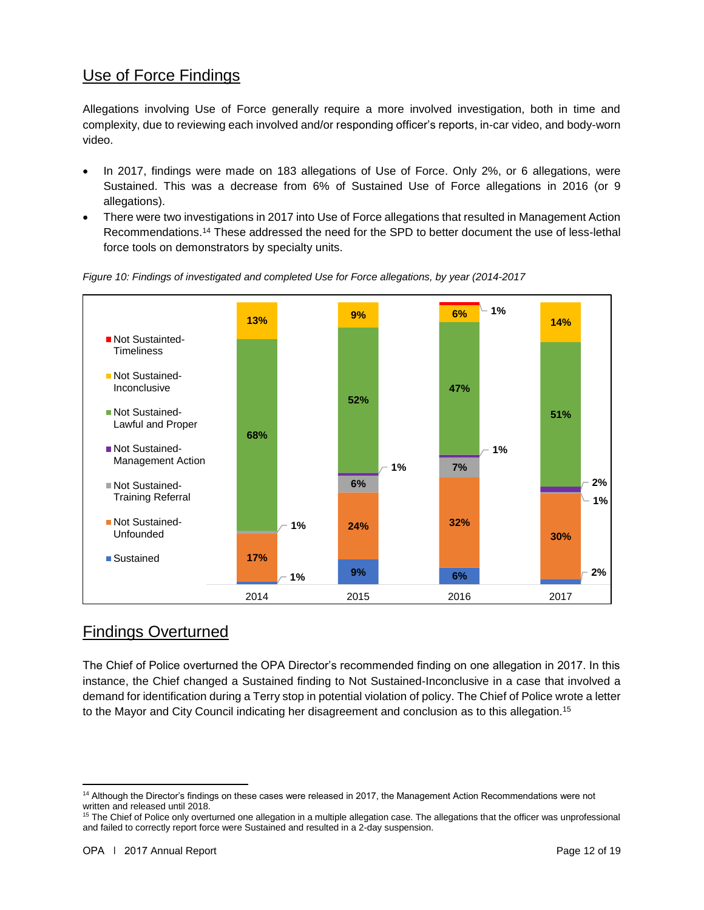## Use of Force Findings

Allegations involving Use of Force generally require a more involved investigation, both in time and complexity, due to reviewing each involved and/or responding officer's reports, in-car video, and body-worn video.

- In 2017, findings were made on 183 allegations of Use of Force. Only 2%, or 6 allegations, were Sustained. This was a decrease from 6% of Sustained Use of Force allegations in 2016 (or 9 allegations).
- There were two investigations in 2017 into Use of Force allegations that resulted in Management Action Recommendations.[14] These addressed the need for the SPD to better document the use of less-lethal force tools on demonstrators by specialty units.

*Figure 10: Findings of investigated and completed Use for Force allegations, by year (2014-2017*

| | 2014 | 2015 | 2016 | 2017 |
|---|---|---|---|---|
| Not Sustainted-Timeliness | | | 1% | |
| Not Sustained-Inconclusive | 13% | 9% | 6% | 14% |
| Not Sustained-Lawful and Proper | 68% | 52% | 47% | 51% |
| Not Sustained-Management Action | | 1% | 1% | 2% |
| Not Sustained-Training Referral | 1% | 6% | 7% | 1% |
| Not Sustained-Unfounded | 17% | 24% | 32% | 30% |
| Sustained | 1% | 9% | 6% | 2% |

## Findings Overturned

The Chief of Police overturned the OPA Director's recommended finding on one allegation in 2017. In this instance, the Chief changed a Sustained finding to Not Sustained-Inconclusive in a case that involved a demand for identification during a Terry stop in potential violation of policy. The Chief of Police wrote a letter to the Mayor and City Council indicating her disagreement and conclusion as to this allegation.[15]

---

[14] Although the Director's findings on these cases were released in 2017, the Management Action Recommendations were not written and released until 2018.

[15] The Chief of Police only overturned one allegation in a multiple allegation case. The allegations that the officer was unprofessional and failed to correctly report force were Sustained and resulted in a 2-day suspension.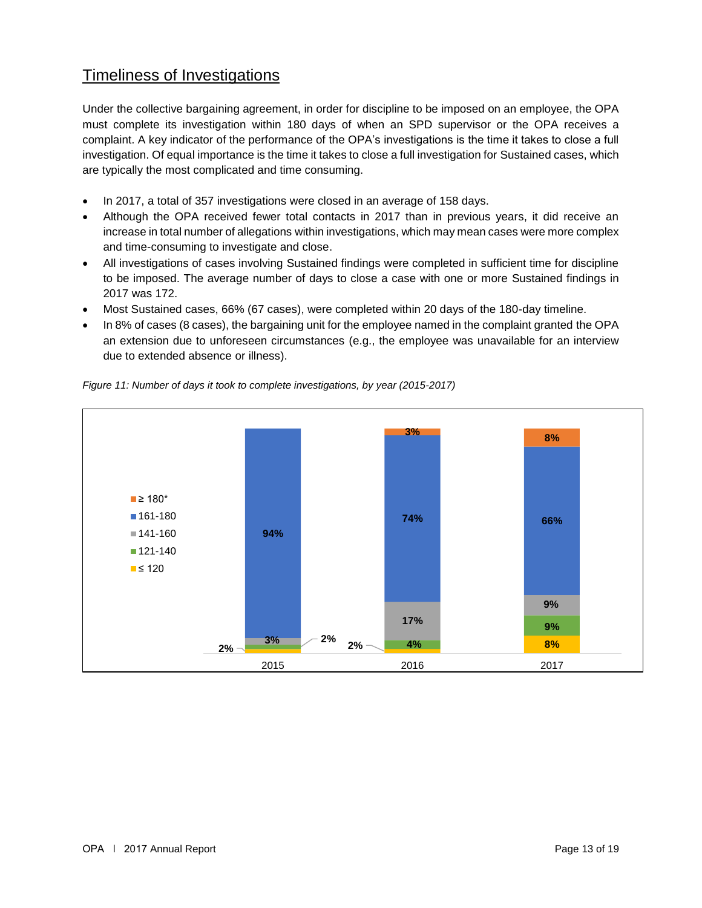## Timeliness of Investigations

Under the collective bargaining agreement, in order for discipline to be imposed on an employee, the OPA must complete its investigation within 180 days of when an SPD supervisor or the OPA receives a complaint. A key indicator of the performance of the OPA's investigations is the time it takes to close a full investigation. Of equal importance is the time it takes to close a full investigation for Sustained cases, which are typically the most complicated and time consuming.

- In 2017, a total of 357 investigations were closed in an average of 158 days.
- Although the OPA received fewer total contacts in 2017 than in previous years, it did receive an increase in total number of allegations within investigations, which may mean cases were more complex and time-consuming to investigate and close.
- All investigations of cases involving Sustained findings were completed in sufficient time for discipline to be imposed. The average number of days to close a case with one or more Sustained findings in 2017 was 172.
- Most Sustained cases, 66% (67 cases), were completed within 20 days of the 180-day timeline.
- In 8% of cases (8 cases), the bargaining unit for the employee named in the complaint granted the OPA an extension due to unforeseen circumstances (e.g., the employee was unavailable for an interview due to extended absence or illness).

*Figure 11: Number of days it took to complete investigations, by year (2015-2017)*

| Days | 2015 | 2016 | 2017 |
|---|---|---|---|
| ≥ 180* | | 3% | 8% |
| 161-180 | 94% | 74% | 66% |
| 141-160 | 3% | 17% | 9% |
| 121-140 | 2% | 4% | 9% |
| ≤ 120 | 2% | 2% | 8% |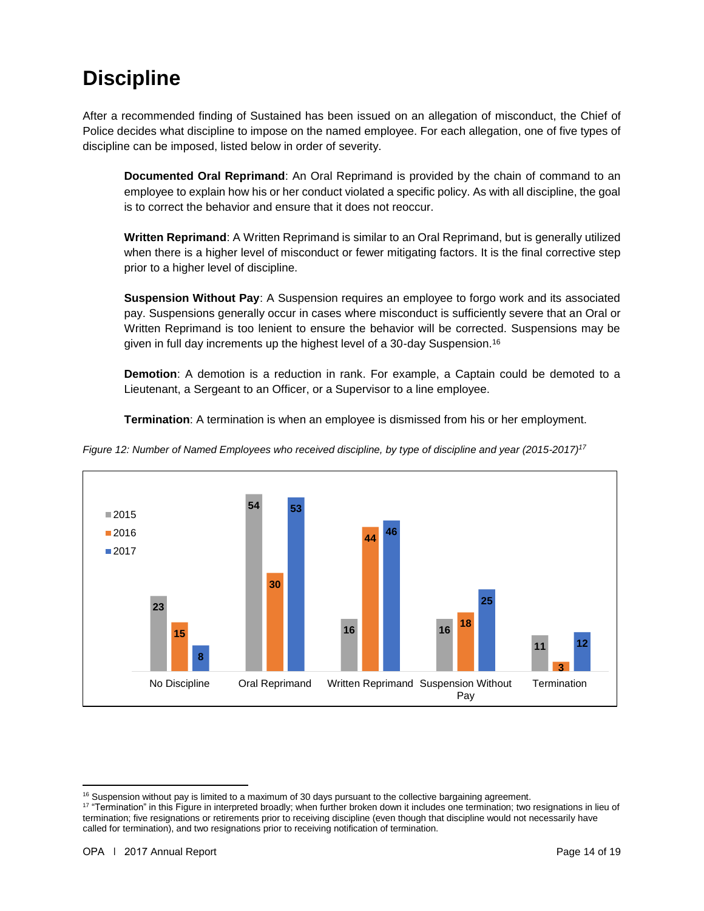# Discipline

After a recommended finding of Sustained has been issued on an allegation of misconduct, the Chief of Police decides what discipline to impose on the named employee. For each allegation, one of five types of discipline can be imposed, listed below in order of severity.

**Documented Oral Reprimand**: An Oral Reprimand is provided by the chain of command to an employee to explain how his or her conduct violated a specific policy. As with all discipline, the goal is to correct the behavior and ensure that it does not reoccur.

**Written Reprimand**: A Written Reprimand is similar to an Oral Reprimand, but is generally utilized when there is a higher level of misconduct or fewer mitigating factors. It is the final corrective step prior to a higher level of discipline.

**Suspension Without Pay**: A Suspension requires an employee to forgo work and its associated pay. Suspensions generally occur in cases where misconduct is sufficiently severe that an Oral or Written Reprimand is too lenient to ensure the behavior will be corrected. Suspensions may be given in full day increments up the highest level of a 30-day Suspension.[16]

**Demotion**: A demotion is a reduction in rank. For example, a Captain could be demoted to a Lieutenant, a Sergeant to an Officer, or a Supervisor to a line employee.

**Termination**: A termination is when an employee is dismissed from his or her employment.

*Figure 12: Number of Named Employees who received discipline, by type of discipline and year (2015-2017)[17]*

| | No Discipline | Oral Reprimand | Written Reprimand | Suspension Without Pay | Termination |
|---|---|---|---|---|---|
| 2015 | 23 | 54 | 16 | 16 | 11 |
| 2016 | 15 | 30 | 44 | 18 | 3 |
| 2017 | 8 | 53 | 46 | 25 | 12 |

[16] Suspension without pay is limited to a maximum of 30 days pursuant to the collective bargaining agreement.

[17] "Termination" in this Figure in interpreted broadly; when further broken down it includes one termination; two resignations in lieu of termination; five resignations or retirements prior to receiving discipline (even though that discipline would not necessarily have called for termination), and two resignations prior to receiving notification of termination.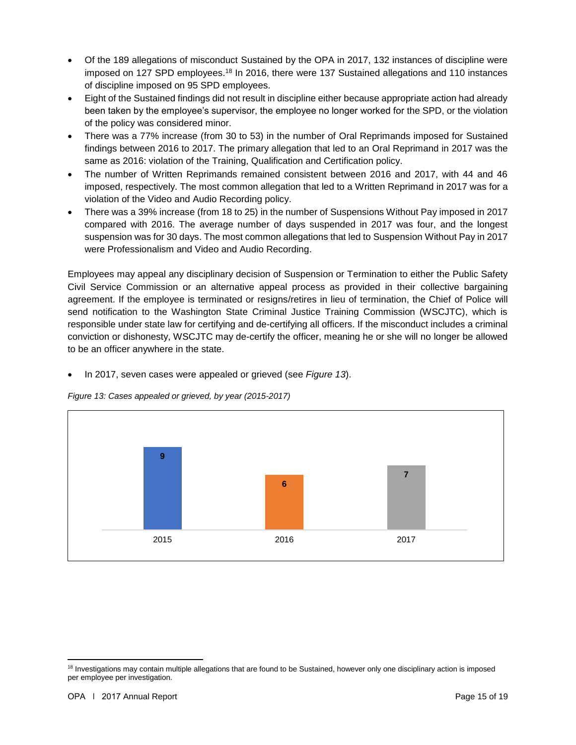- Of the 189 allegations of misconduct Sustained by the OPA in 2017, 132 instances of discipline were imposed on 127 SPD employees.[18] In 2016, there were 137 Sustained allegations and 110 instances of discipline imposed on 95 SPD employees.
- Eight of the Sustained findings did not result in discipline either because appropriate action had already been taken by the employee's supervisor, the employee no longer worked for the SPD, or the violation of the policy was considered minor.
- There was a 77% increase (from 30 to 53) in the number of Oral Reprimands imposed for Sustained findings between 2016 to 2017. The primary allegation that led to an Oral Reprimand in 2017 was the same as 2016: violation of the Training, Qualification and Certification policy.
- The number of Written Reprimands remained consistent between 2016 and 2017, with 44 and 46 imposed, respectively. The most common allegation that led to a Written Reprimand in 2017 was for a violation of the Video and Audio Recording policy.
- There was a 39% increase (from 18 to 25) in the number of Suspensions Without Pay imposed in 2017 compared with 2016. The average number of days suspended in 2017 was four, and the longest suspension was for 30 days. The most common allegations that led to Suspension Without Pay in 2017 were Professionalism and Video and Audio Recording.

Employees may appeal any disciplinary decision of Suspension or Termination to either the Public Safety Civil Service Commission or an alternative appeal process as provided in their collective bargaining agreement. If the employee is terminated or resigns/retires in lieu of termination, the Chief of Police will send notification to the Washington State Criminal Justice Training Commission (WSCJTC), which is responsible under state law for certifying and de-certifying all officers. If the misconduct includes a criminal conviction or dishonesty, WSCJTC may de-certify the officer, meaning he or she will no longer be allowed to be an officer anywhere in the state.

- In 2017, seven cases were appealed or grieved (see *Figure 13*).

*Figure 13: Cases appealed or grieved, by year (2015-2017)*

| Year | Cases |
|---|---|
| 2015 | 9 |
| 2016 | 6 |
| 2017 | 7 |

[18] Investigations may contain multiple allegations that are found to be Sustained, however only one disciplinary action is imposed per employee per investigation.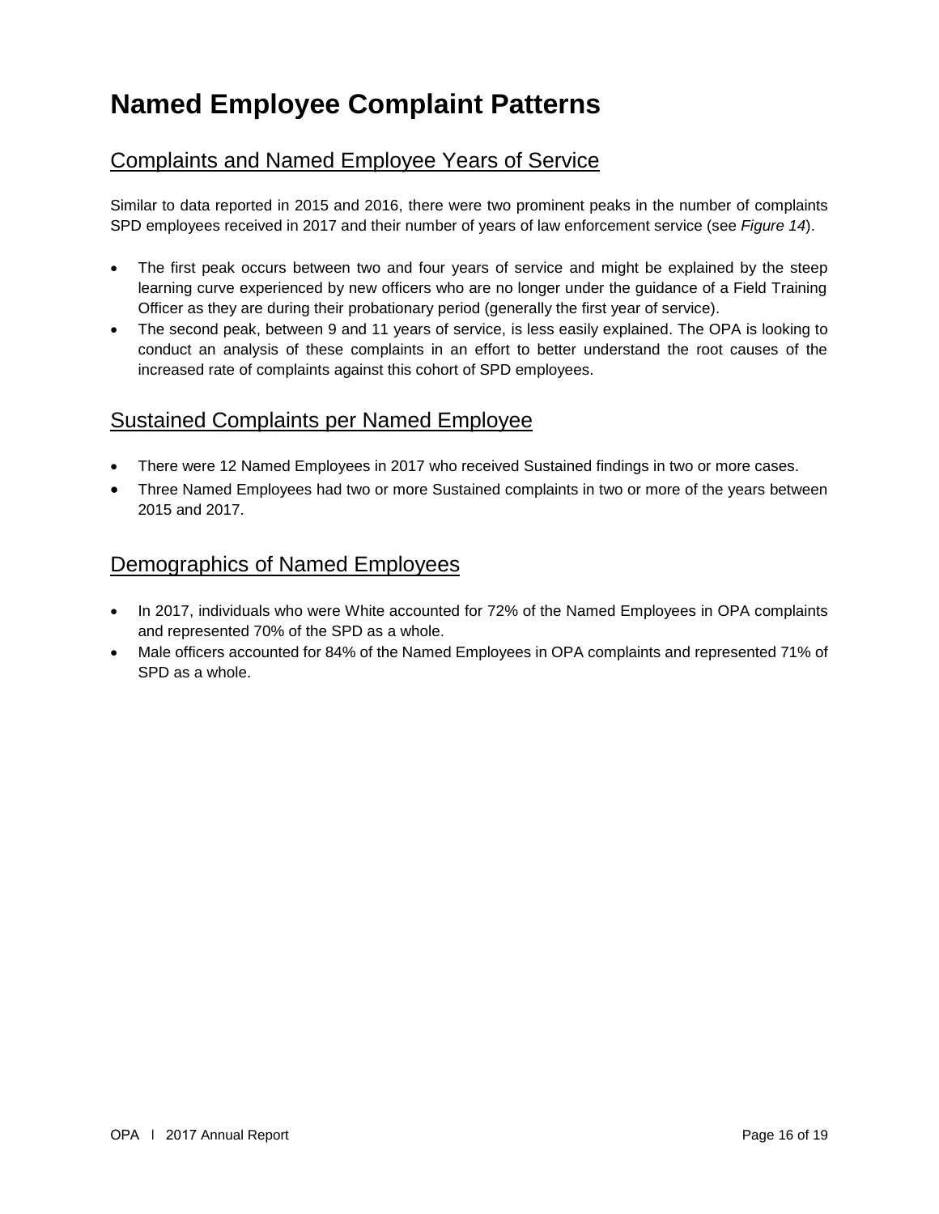# Named Employee Complaint Patterns

## Complaints and Named Employee Years of Service

Similar to data reported in 2015 and 2016, there were two prominent peaks in the number of complaints SPD employees received in 2017 and their number of years of law enforcement service (see *Figure 14*).

- The first peak occurs between two and four years of service and might be explained by the steep learning curve experienced by new officers who are no longer under the guidance of a Field Training Officer as they are during their probationary period (generally the first year of service).
- The second peak, between 9 and 11 years of service, is less easily explained. The OPA is looking to conduct an analysis of these complaints in an effort to better understand the root causes of the increased rate of complaints against this cohort of SPD employees.

## Sustained Complaints per Named Employee

- There were 12 Named Employees in 2017 who received Sustained findings in two or more cases.
- Three Named Employees had two or more Sustained complaints in two or more of the years between 2015 and 2017.

## Demographics of Named Employees

- In 2017, individuals who were White accounted for 72% of the Named Employees in OPA complaints and represented 70% of the SPD as a whole.
- Male officers accounted for 84% of the Named Employees in OPA complaints and represented 71% of SPD as a whole.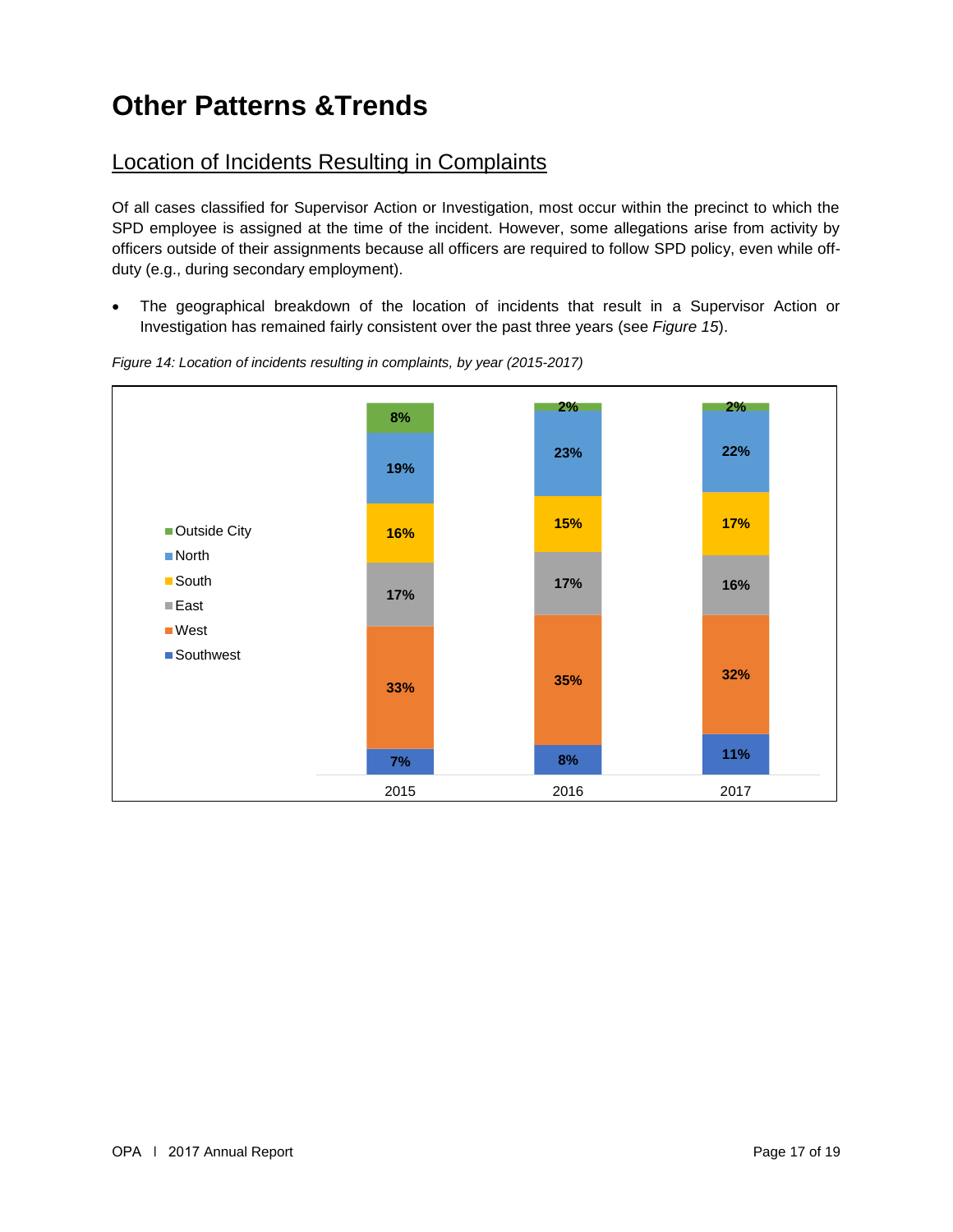# Other Patterns &Trends

## Location of Incidents Resulting in Complaints

Of all cases classified for Supervisor Action or Investigation, most occur within the precinct to which the SPD employee is assigned at the time of the incident. However, some allegations arise from activity by officers outside of their assignments because all officers are required to follow SPD policy, even while off-duty (e.g., during secondary employment).

- The geographical breakdown of the location of incidents that result in a Supervisor Action or Investigation has remained fairly consistent over the past three years (see *Figure 15*).

*Figure 14: Location of incidents resulting in complaints, by year (2015-2017)*

| Location | 2015 | 2016 | 2017 |
|---|---|---|---|
| Outside City | 8% | 2% | 2% |
| North | 19% | 23% | 22% |
| South | 16% | 15% | 17% |
| East | 17% | 17% | 16% |
| West | 33% | 35% | 32% |
| Southwest | 7% | 8% | 11% |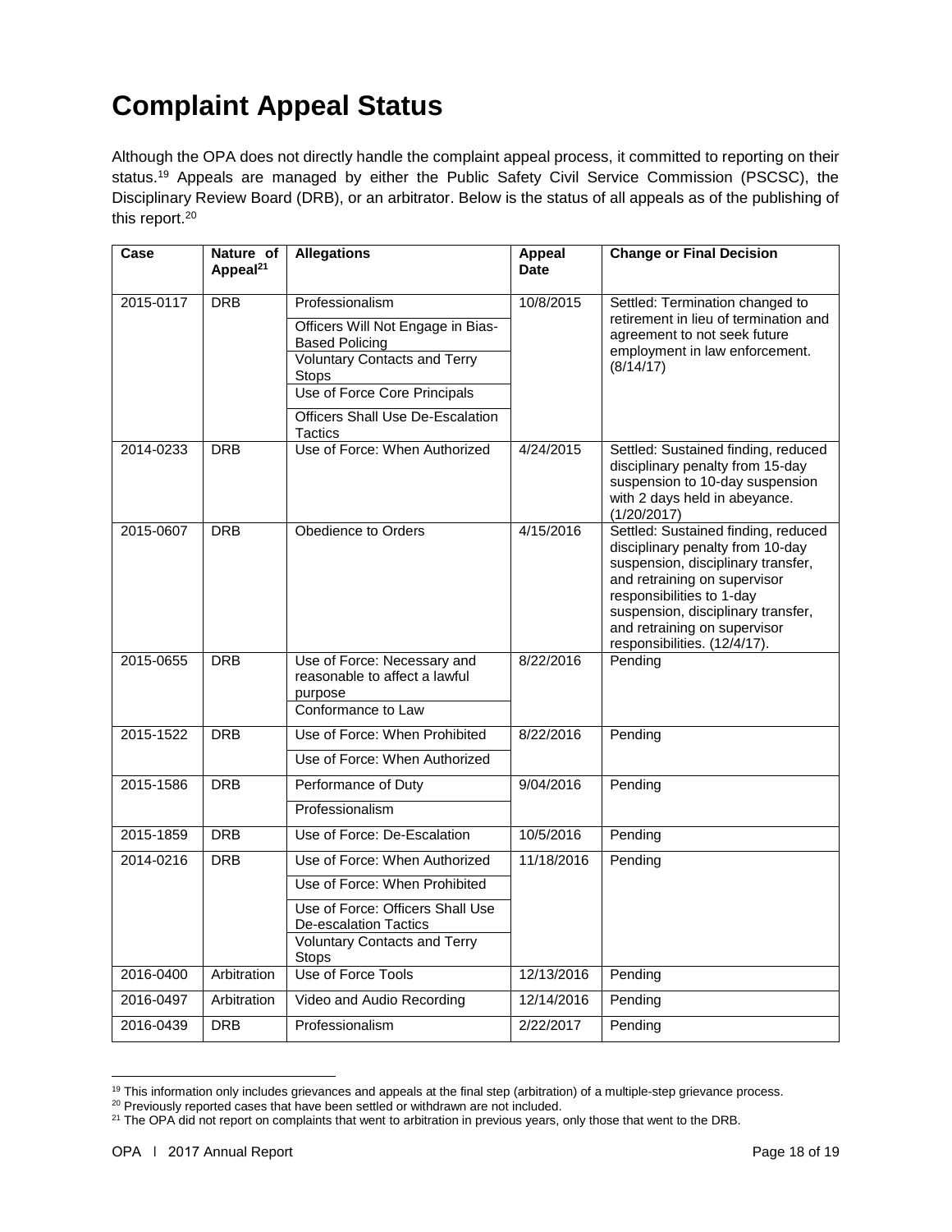# Complaint Appeal Status

Although the OPA does not directly handle the complaint appeal process, it committed to reporting on their status.[19] Appeals are managed by either the Public Safety Civil Service Commission (PSCSC), the Disciplinary Review Board (DRB), or an arbitrator. Below is the status of all appeals as of the publishing of this report.[20]

| Case | Nature of Appeal[21] | Allegations | Appeal Date | Change or Final Decision |
|---|---|---|---|---|
| 2015-0117 | DRB | Professionalism<br>Officers Will Not Engage in Bias-Based Policing<br>Voluntary Contacts and Terry Stops<br>Use of Force Core Principals<br>Officers Shall Use De-Escalation Tactics | 10/8/2015 | Settled: Termination changed to retirement in lieu of termination and agreement to not seek future employment in law enforcement. (8/14/17) |
| 2014-0233 | DRB | Use of Force: When Authorized | 4/24/2015 | Settled: Sustained finding, reduced disciplinary penalty from 15-day suspension to 10-day suspension with 2 days held in abeyance. (1/20/2017) |
| 2015-0607 | DRB | Obedience to Orders | 4/15/2016 | Settled: Sustained finding, reduced disciplinary penalty from 10-day suspension, disciplinary transfer, and retraining on supervisor responsibilities to 1-day suspension, disciplinary transfer, and retraining on supervisor responsibilities. (12/4/17). |
| 2015-0655 | DRB | Use of Force: Necessary and reasonable to affect a lawful purpose<br>Conformance to Law | 8/22/2016 | Pending |
| 2015-1522 | DRB | Use of Force: When Prohibited<br>Use of Force: When Authorized | 8/22/2016 | Pending |
| 2015-1586 | DRB | Performance of Duty<br>Professionalism | 9/04/2016 | Pending |
| 2015-1859 | DRB | Use of Force: De-Escalation | 10/5/2016 | Pending |
| 2014-0216 | DRB | Use of Force: When Authorized<br>Use of Force: When Prohibited<br>Use of Force: Officers Shall Use De-escalation Tactics<br>Voluntary Contacts and Terry Stops | 11/18/2016 | Pending |
| 2016-0400 | Arbitration | Use of Force Tools | 12/13/2016 | Pending |
| 2016-0497 | Arbitration | Video and Audio Recording | 12/14/2016 | Pending |
| 2016-0439 | DRB | Professionalism | 2/22/2017 | Pending |

[19] This information only includes grievances and appeals at the final step (arbitration) of a multiple-step grievance process.

[20] Previously reported cases that have been settled or withdrawn are not included.

[21] The OPA did not report on complaints that went to arbitration in previous years, only those that went to the DRB.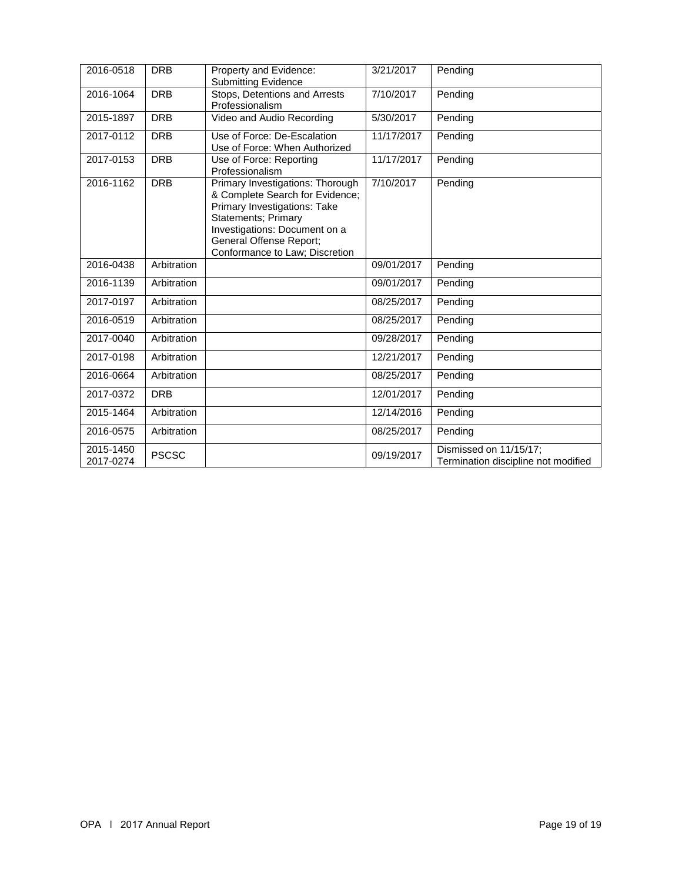| | | | | |
|---|---|---|---|---|
| 2016-0518 | DRB | Property and Evidence: Submitting Evidence | 3/21/2017 | Pending |
| 2016-1064 | DRB | Stops, Detentions and Arrests Professionalism | 7/10/2017 | Pending |
| 2015-1897 | DRB | Video and Audio Recording | 5/30/2017 | Pending |
| 2017-0112 | DRB | Use of Force: De-Escalation Use of Force: When Authorized | 11/17/2017 | Pending |
| 2017-0153 | DRB | Use of Force: Reporting Professionalism | 11/17/2017 | Pending |
| 2016-1162 | DRB | Primary Investigations: Thorough & Complete Search for Evidence; Primary Investigations: Take Statements; Primary Investigations: Document on a General Offense Report; Conformance to Law; Discretion | 7/10/2017 | Pending |
| 2016-0438 | Arbitration | | 09/01/2017 | Pending |
| 2016-1139 | Arbitration | | 09/01/2017 | Pending |
| 2017-0197 | Arbitration | | 08/25/2017 | Pending |
| 2016-0519 | Arbitration | | 08/25/2017 | Pending |
| 2017-0040 | Arbitration | | 09/28/2017 | Pending |
| 2017-0198 | Arbitration | | 12/21/2017 | Pending |
| 2016-0664 | Arbitration | | 08/25/2017 | Pending |
| 2017-0372 | DRB | | 12/01/2017 | Pending |
| 2015-1464 | Arbitration | | 12/14/2016 | Pending |
| 2016-0575 | Arbitration | | 08/25/2017 | Pending |
| 2015-1450 2017-0274 | PSCSC | | 09/19/2017 | Dismissed on 11/15/17; Termination discipline not modified |